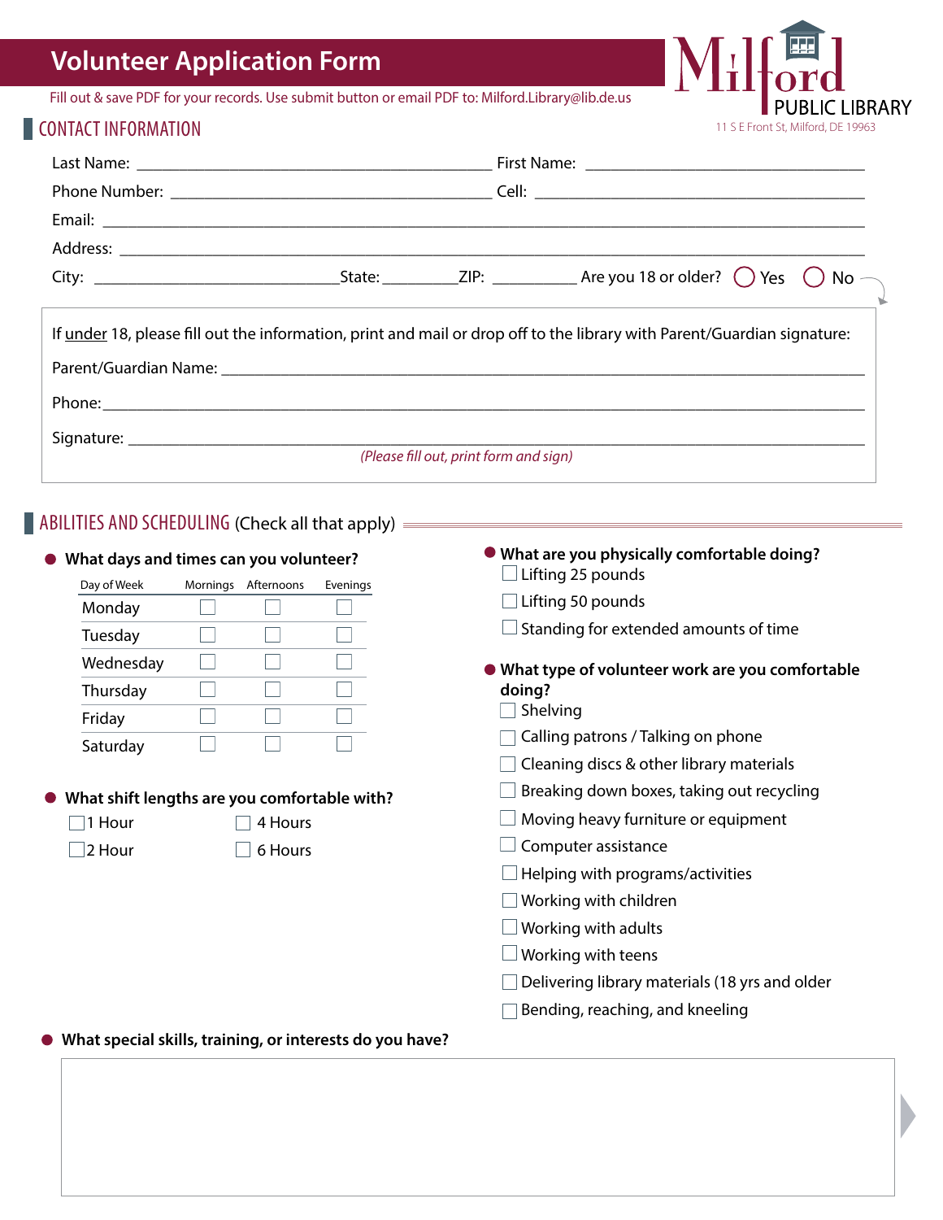# Volunteer Application Form

Fill out & save PDF for your records. Use submit button or email PDF to: Milford.Library@lib.de.us

Milford PUBLIC LIBRARY
11 S E Front St, Milford, DE 19963

## CONTACT INFORMATION

Last Name: ______________________ First Name: ______________________

Phone Number: ______________________ Cell: ______________________

Email: ______________________________________________

Address: ______________________________________________

City: ______________ State: ________ ZIP: __________ Are you 18 or older? ◯ Yes ◯ No

If under 18, please fill out the information, print and mail or drop off to the library with Parent/Guardian signature:

Parent/Guardian Name: ______________________________________________

Phone: ______________________________________________

Signature: ______________________________________________

*(Please fill out, print form and sign)*

## ABILITIES AND SCHEDULING (Check all that apply)

- **What days and times can you volunteer?**

| Day of Week | Mornings | Afternoons | Evenings |
|---|---|---|---|
| Monday | ☐ | ☐ | ☐ |
| Tuesday | ☐ | ☐ | ☐ |
| Wednesday | ☐ | ☐ | ☐ |
| Thursday | ☐ | ☐ | ☐ |
| Friday | ☐ | ☐ | ☐ |
| Saturday | ☐ | ☐ | ☐ |

- **What shift lengths are you comfortable with?**
  - ☐ 1 Hour
  - ☐ 4 Hours
  - ☐ 2 Hour
  - ☐ 6 Hours

- **What are you physically comfortable doing?**
  - ☐ Lifting 25 pounds
  - ☐ Lifting 50 pounds
  - ☐ Standing for extended amounts of time

- **What type of volunteer work are you comfortable doing?**
  - ☐ Shelving
  - ☐ Calling patrons / Talking on phone
  - ☐ Cleaning discs & other library materials
  - ☐ Breaking down boxes, taking out recycling
  - ☐ Moving heavy furniture or equipment
  - ☐ Computer assistance
  - ☐ Helping with programs/activities
  - ☐ Working with children
  - ☐ Working with adults
  - ☐ Working with teens
  - ☐ Delivering library materials (18 yrs and older
  - ☐ Bending, reaching, and kneeling

- **What special skills, training, or interests do you have?**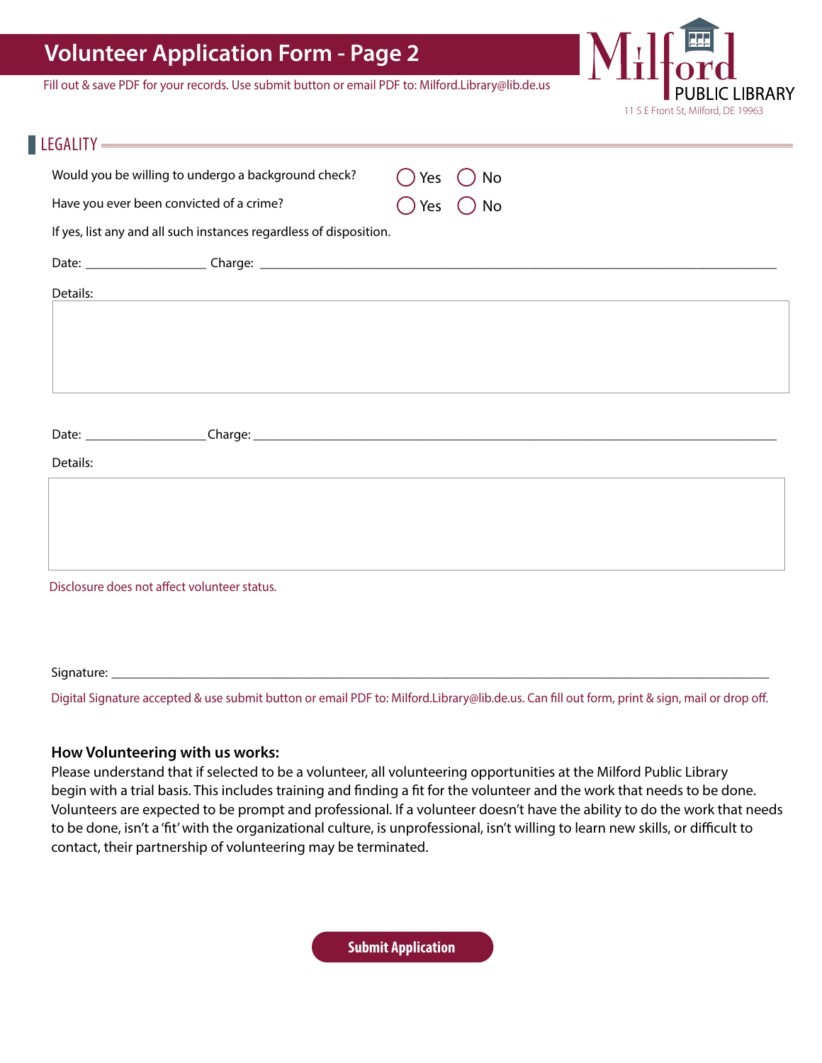# Volunteer Application Form - Page 2

Fill out & save PDF for your records. Use submit button or email PDF to: Milford.Library@lib.de.us

Milford PUBLIC LIBRARY
11 S E Front St, Milford, DE 19963

## LEGALITY

Would you be willing to undergo a background check? ◯ Yes ◯ No

Have you ever been convicted of a crime? ◯ Yes ◯ No

If yes, list any and all such instances regardless of disposition.

Date: ________________ Charge: ______________________________________________

Details:

Date: ________________ Charge: ______________________________________________

Details:

Disclosure does not affect volunteer status.

Signature: ______________________________________________________________

Digital Signature accepted & use submit button or email PDF to: Milford.Library@lib.de.us. Can fill out form, print & sign, mail or drop off.

**How Volunteering with us works:**
Please understand that if selected to be a volunteer, all volunteering opportunities at the Milford Public Library begin with a trial basis. This includes training and finding a fit for the volunteer and the work that needs to be done. Volunteers are expected to be prompt and professional. If a volunteer doesn't have the ability to do the work that needs to be done, isn't a 'fit' with the organizational culture, is unprofessional, isn't willing to learn new skills, or difficult to contact, their partnership of volunteering may be terminated.

**Submit Application**